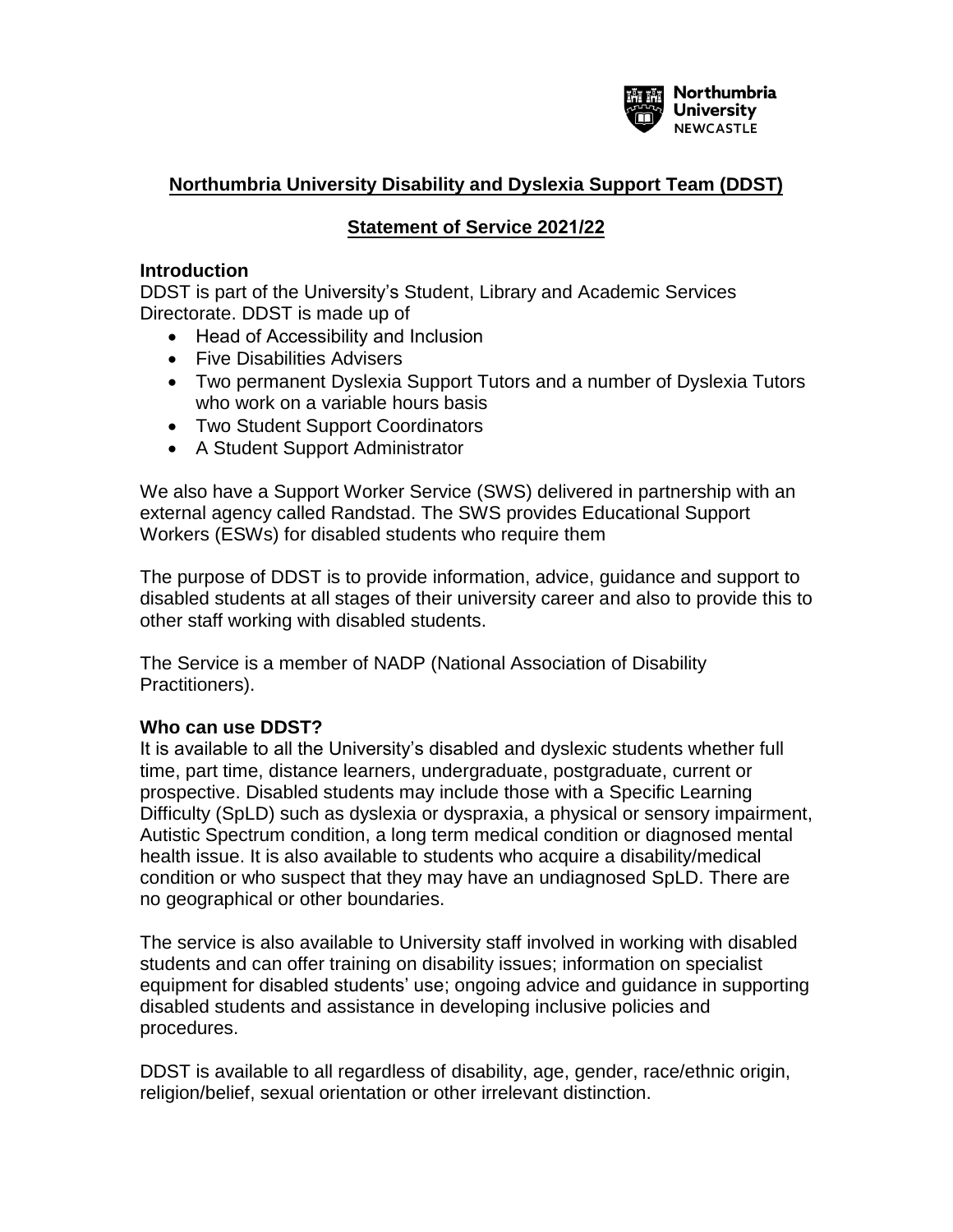# Northumbria University Disability and Dyslexia Support Team (DDST)

## Statement of Service 2021/22

### Introduction

DDST is part of the University's Student, Library and Academic Services Directorate. DDST is made up of

- Head of Accessibility and Inclusion
- Five Disabilities Advisers
- Two permanent Dyslexia Support Tutors and a number of Dyslexia Tutors who work on a variable hours basis
- Two Student Support Coordinators
- A Student Support Administrator

We also have a Support Worker Service (SWS) delivered in partnership with an external agency called Randstad. The SWS provides Educational Support Workers (ESWs) for disabled students who require them

The purpose of DDST is to provide information, advice, guidance and support to disabled students at all stages of their university career and also to provide this to other staff working with disabled students.

The Service is a member of NADP (National Association of Disability Practitioners).

### Who can use DDST?

It is available to all the University's disabled and dyslexic students whether full time, part time, distance learners, undergraduate, postgraduate, current or prospective. Disabled students may include those with a Specific Learning Difficulty (SpLD) such as dyslexia or dyspraxia, a physical or sensory impairment, Autistic Spectrum condition, a long term medical condition or diagnosed mental health issue. It is also available to students who acquire a disability/medical condition or who suspect that they may have an undiagnosed SpLD. There are no geographical or other boundaries.

The service is also available to University staff involved in working with disabled students and can offer training on disability issues; information on specialist equipment for disabled students' use; ongoing advice and guidance in supporting disabled students and assistance in developing inclusive policies and procedures.

DDST is available to all regardless of disability, age, gender, race/ethnic origin, religion/belief, sexual orientation or other irrelevant distinction.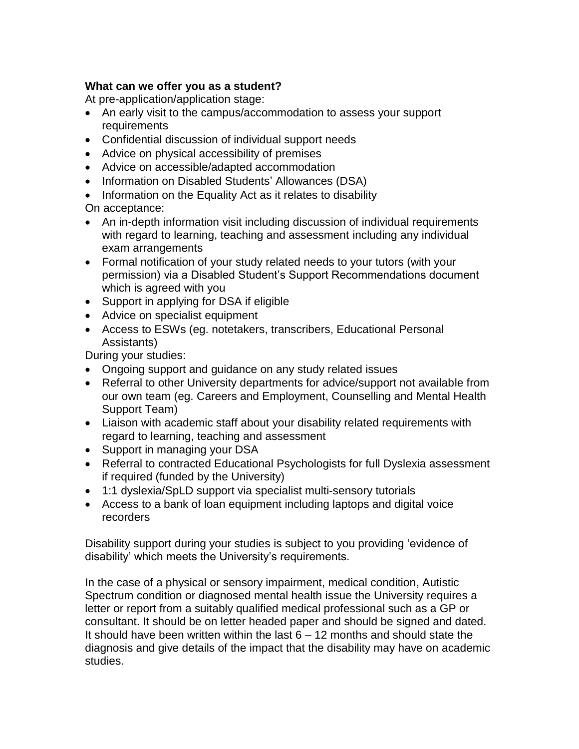**What can we offer you as a student?**

At pre-application/application stage:

- An early visit to the campus/accommodation to assess your support requirements
- Confidential discussion of individual support needs
- Advice on physical accessibility of premises
- Advice on accessible/adapted accommodation
- Information on Disabled Students' Allowances (DSA)
- Information on the Equality Act as it relates to disability

On acceptance:

- An in-depth information visit including discussion of individual requirements with regard to learning, teaching and assessment including any individual exam arrangements
- Formal notification of your study related needs to your tutors (with your permission) via a Disabled Student's Support Recommendations document which is agreed with you
- Support in applying for DSA if eligible
- Advice on specialist equipment
- Access to ESWs (eg. notetakers, transcribers, Educational Personal Assistants)

During your studies:

- Ongoing support and guidance on any study related issues
- Referral to other University departments for advice/support not available from our own team (eg. Careers and Employment, Counselling and Mental Health Support Team)
- Liaison with academic staff about your disability related requirements with regard to learning, teaching and assessment
- Support in managing your DSA
- Referral to contracted Educational Psychologists for full Dyslexia assessment if required (funded by the University)
- 1:1 dyslexia/SpLD support via specialist multi-sensory tutorials
- Access to a bank of loan equipment including laptops and digital voice recorders

Disability support during your studies is subject to you providing 'evidence of disability' which meets the University's requirements.

In the case of a physical or sensory impairment, medical condition, Autistic Spectrum condition or diagnosed mental health issue the University requires a letter or report from a suitably qualified medical professional such as a GP or consultant. It should be on letter headed paper and should be signed and dated. It should have been written within the last 6 – 12 months and should state the diagnosis and give details of the impact that the disability may have on academic studies.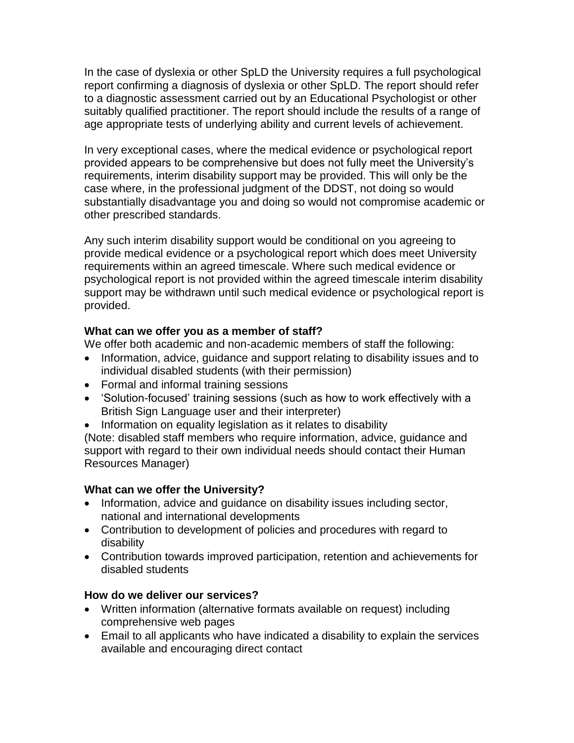In the case of dyslexia or other SpLD the University requires a full psychological report confirming a diagnosis of dyslexia or other SpLD. The report should refer to a diagnostic assessment carried out by an Educational Psychologist or other suitably qualified practitioner. The report should include the results of a range of age appropriate tests of underlying ability and current levels of achievement.

In very exceptional cases, where the medical evidence or psychological report provided appears to be comprehensive but does not fully meet the University's requirements, interim disability support may be provided. This will only be the case where, in the professional judgment of the DDST, not doing so would substantially disadvantage you and doing so would not compromise academic or other prescribed standards.

Any such interim disability support would be conditional on you agreeing to provide medical evidence or a psychological report which does meet University requirements within an agreed timescale. Where such medical evidence or psychological report is not provided within the agreed timescale interim disability support may be withdrawn until such medical evidence or psychological report is provided.

**What can we offer you as a member of staff?**

We offer both academic and non-academic members of staff the following:

- Information, advice, guidance and support relating to disability issues and to individual disabled students (with their permission)
- Formal and informal training sessions
- 'Solution-focused' training sessions (such as how to work effectively with a British Sign Language user and their interpreter)
- Information on equality legislation as it relates to disability

(Note: disabled staff members who require information, advice, guidance and support with regard to their own individual needs should contact their Human Resources Manager)

**What can we offer the University?**

- Information, advice and guidance on disability issues including sector, national and international developments
- Contribution to development of policies and procedures with regard to disability
- Contribution towards improved participation, retention and achievements for disabled students

**How do we deliver our services?**

- Written information (alternative formats available on request) including comprehensive web pages
- Email to all applicants who have indicated a disability to explain the services available and encouraging direct contact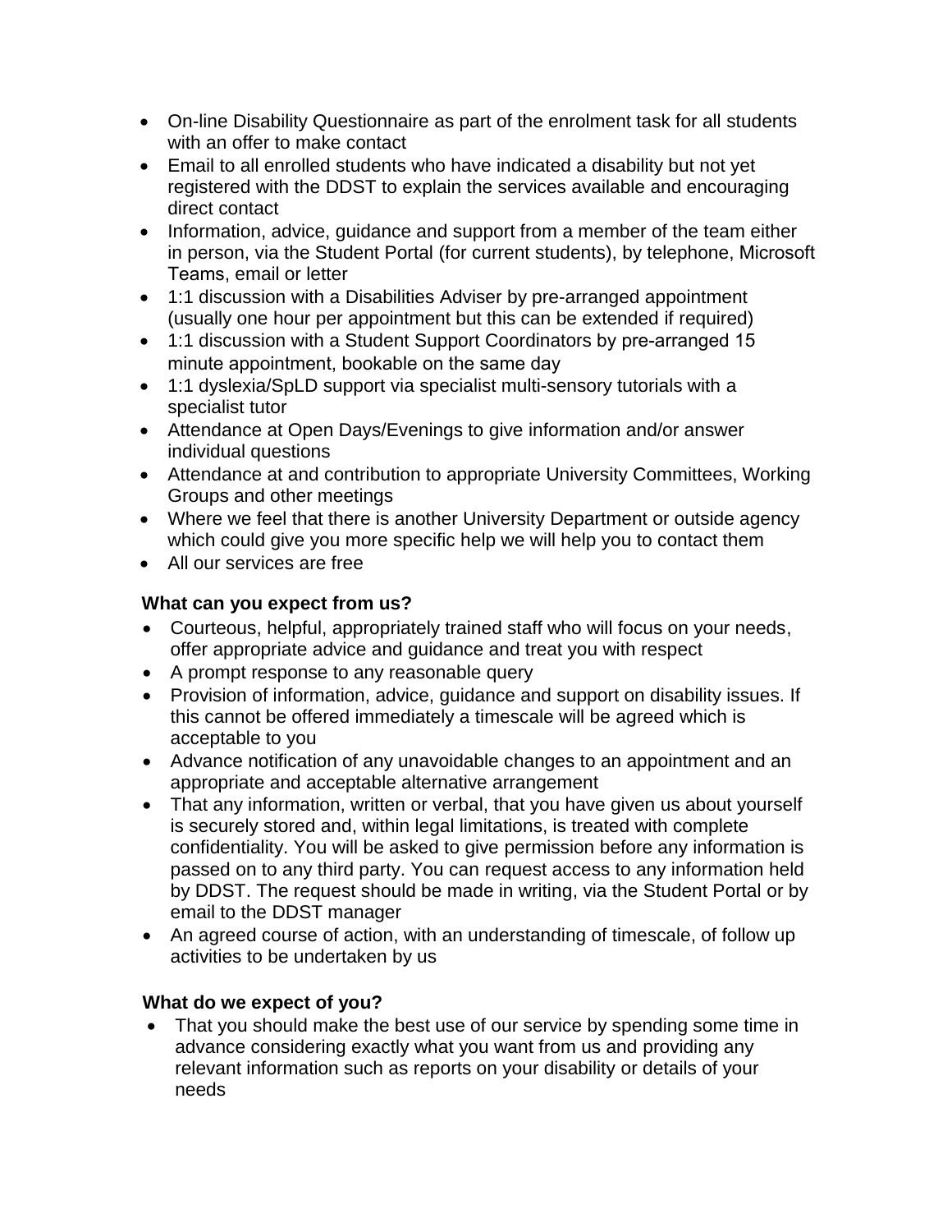- On-line Disability Questionnaire as part of the enrolment task for all students with an offer to make contact
- Email to all enrolled students who have indicated a disability but not yet registered with the DDST to explain the services available and encouraging direct contact
- Information, advice, guidance and support from a member of the team either in person, via the Student Portal (for current students), by telephone, Microsoft Teams, email or letter
- 1:1 discussion with a Disabilities Adviser by pre-arranged appointment (usually one hour per appointment but this can be extended if required)
- 1:1 discussion with a Student Support Coordinators by pre-arranged 15 minute appointment, bookable on the same day
- 1:1 dyslexia/SpLD support via specialist multi-sensory tutorials with a specialist tutor
- Attendance at Open Days/Evenings to give information and/or answer individual questions
- Attendance at and contribution to appropriate University Committees, Working Groups and other meetings
- Where we feel that there is another University Department or outside agency which could give you more specific help we will help you to contact them
- All our services are free

**What can you expect from us?**

- Courteous, helpful, appropriately trained staff who will focus on your needs, offer appropriate advice and guidance and treat you with respect
- A prompt response to any reasonable query
- Provision of information, advice, guidance and support on disability issues. If this cannot be offered immediately a timescale will be agreed which is acceptable to you
- Advance notification of any unavoidable changes to an appointment and an appropriate and acceptable alternative arrangement
- That any information, written or verbal, that you have given us about yourself is securely stored and, within legal limitations, is treated with complete confidentiality. You will be asked to give permission before any information is passed on to any third party. You can request access to any information held by DDST. The request should be made in writing, via the Student Portal or by email to the DDST manager
- An agreed course of action, with an understanding of timescale, of follow up activities to be undertaken by us

**What do we expect of you?**

- That you should make the best use of our service by spending some time in advance considering exactly what you want from us and providing any relevant information such as reports on your disability or details of your needs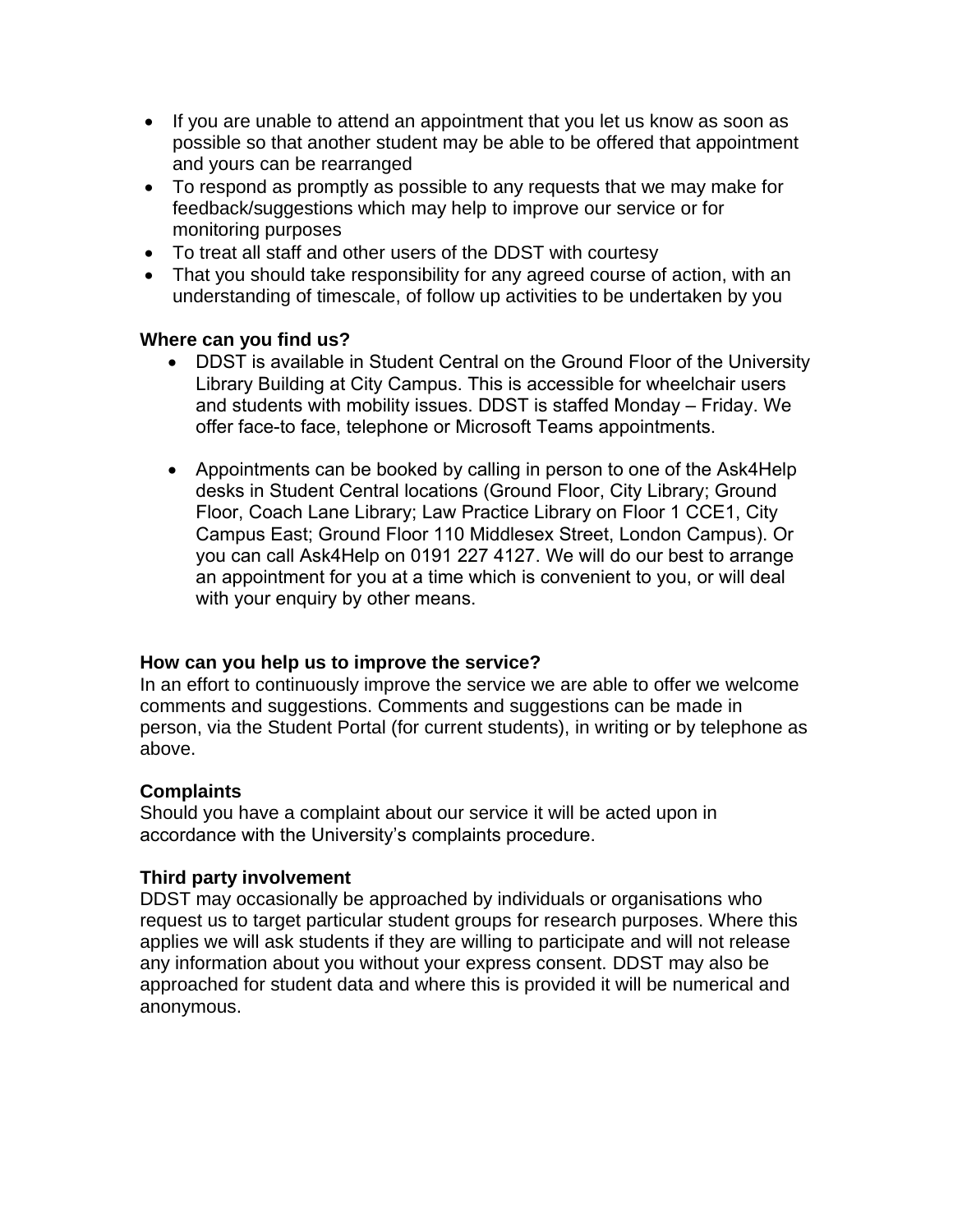- If you are unable to attend an appointment that you let us know as soon as possible so that another student may be able to be offered that appointment and yours can be rearranged
- To respond as promptly as possible to any requests that we may make for feedback/suggestions which may help to improve our service or for monitoring purposes
- To treat all staff and other users of the DDST with courtesy
- That you should take responsibility for any agreed course of action, with an understanding of timescale, of follow up activities to be undertaken by you

**Where can you find us?**

- DDST is available in Student Central on the Ground Floor of the University Library Building at City Campus. This is accessible for wheelchair users and students with mobility issues. DDST is staffed Monday – Friday. We offer face-to face, telephone or Microsoft Teams appointments.

- Appointments can be booked by calling in person to one of the Ask4Help desks in Student Central locations (Ground Floor, City Library; Ground Floor, Coach Lane Library; Law Practice Library on Floor 1 CCE1, City Campus East; Ground Floor 110 Middlesex Street, London Campus). Or you can call Ask4Help on 0191 227 4127. We will do our best to arrange an appointment for you at a time which is convenient to you, or will deal with your enquiry by other means.

**How can you help us to improve the service?**

In an effort to continuously improve the service we are able to offer we welcome comments and suggestions. Comments and suggestions can be made in person, via the Student Portal (for current students), in writing or by telephone as above.

**Complaints**

Should you have a complaint about our service it will be acted upon in accordance with the University's complaints procedure.

**Third party involvement**

DDST may occasionally be approached by individuals or organisations who request us to target particular student groups for research purposes. Where this applies we will ask students if they are willing to participate and will not release any information about you without your express consent. DDST may also be approached for student data and where this is provided it will be numerical and anonymous.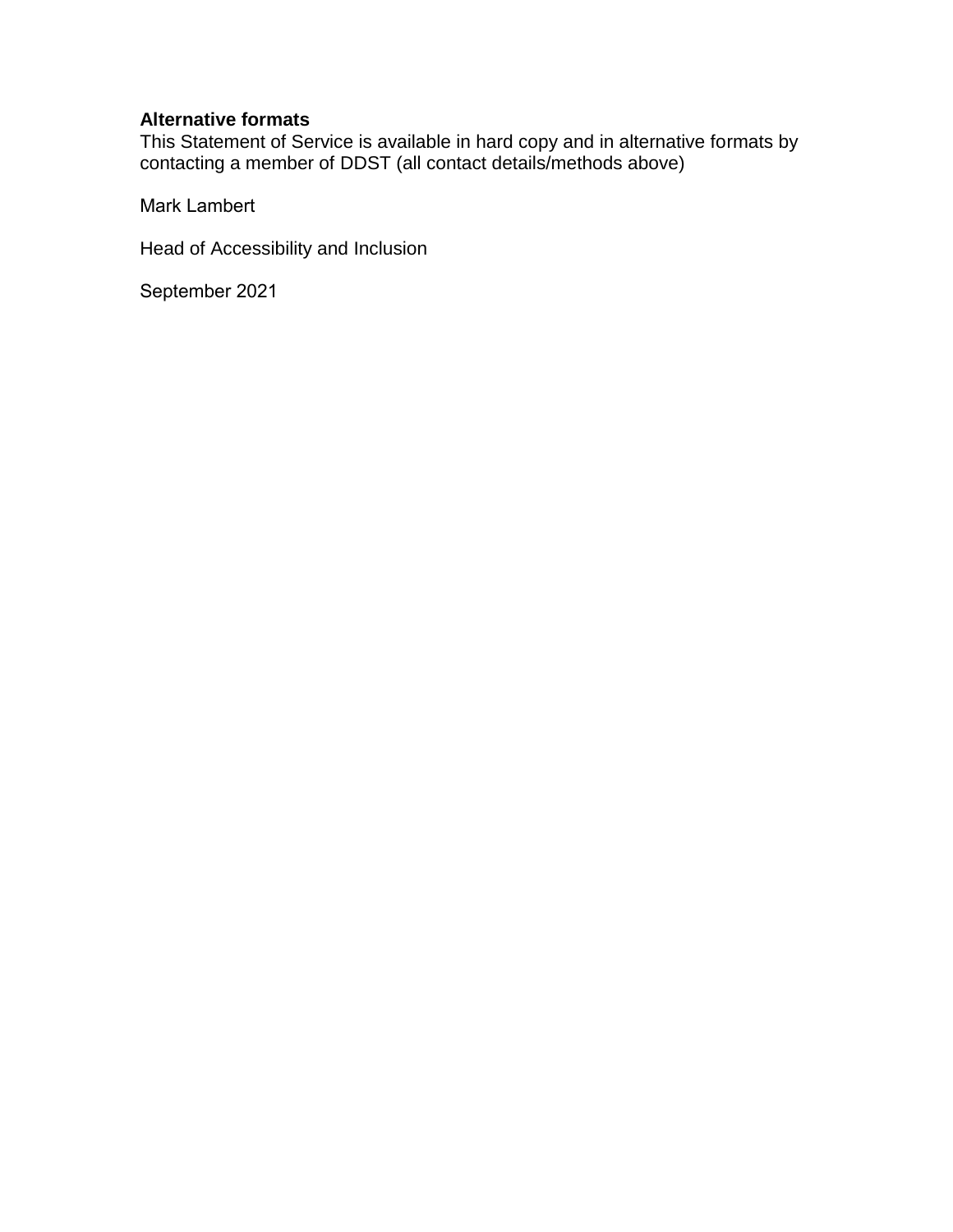**Alternative formats**
This Statement of Service is available in hard copy and in alternative formats by contacting a member of DDST (all contact details/methods above)

Mark Lambert

Head of Accessibility and Inclusion

September 2021